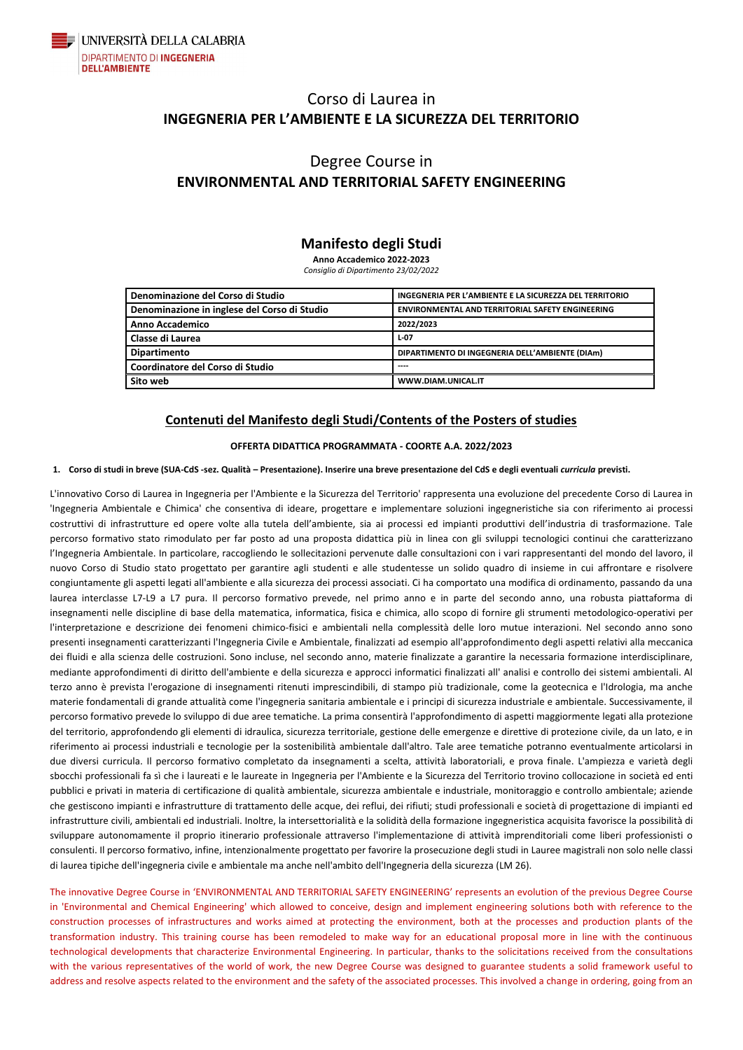UNIVERSITÀ DELLA CALABRIA
DIPARTIMENTO DI **INGEGNERIA DELL'AMBIENTE**

# Corso di Laurea in
# INGEGNERIA PER L'AMBIENTE E LA SICUREZZA DEL TERRITORIO

# Degree Course in
# ENVIRONMENTAL AND TERRITORIAL SAFETY ENGINEERING

## Manifesto degli Studi

**Anno Accademico 2022-2023**
*Consiglio di Dipartimento 23/02/2022*

| | |
|---|---|
| **Denominazione del Corso di Studio** | **INGEGNERIA PER L'AMBIENTE E LA SICUREZZA DEL TERRITORIO** |
| **Denominazione in inglese del Corso di Studio** | **ENVIRONMENTAL AND TERRITORIAL SAFETY ENGINEERING** |
| **Anno Accademico** | **2022/2023** |
| **Classe di Laurea** | **L-07** |
| **Dipartimento** | **DIPARTIMENTO DI INGEGNERIA DELL'AMBIENTE (DIAm)** |
| **Coordinatore del Corso di Studio** | ---- |
| **Sito web** | **WWW.DIAM.UNICAL.IT** |

## Contenuti del Manifesto degli Studi/Contents of the Posters of studies

**OFFERTA DIDATTICA PROGRAMMATA - COORTE A.A. 2022/2023**

**1. Corso di studi in breve (SUA-CdS -sez. Qualità – Presentazione). Inserire una breve presentazione del CdS e degli eventuali *curricula* previsti.**

L'innovativo Corso di Laurea in Ingegneria per l'Ambiente e la Sicurezza del Territorio' rappresenta una evoluzione del precedente Corso di Laurea in 'Ingegneria Ambientale e Chimica' che consentiva di ideare, progettare e implementare soluzioni ingegneristiche sia con riferimento ai processi costruttivi di infrastrutture ed opere volte alla tutela dell'ambiente, sia ai processi ed impianti produttivi dell'industria di trasformazione. Tale percorso formativo stato rimodulato per far posto ad una proposta didattica più in linea con gli sviluppi tecnologici continui che caratterizzano l'Ingegneria Ambientale. In particolare, raccogliendo le sollecitazioni pervenute dalle consultazioni con i vari rappresentanti del mondo del lavoro, il nuovo Corso di Studio stato progettato per garantire agli studenti e alle studentesse un solido quadro di insieme in cui affrontare e risolvere congiuntamente gli aspetti legati all'ambiente e alla sicurezza dei processi associati. Ci ha comportato una modifica di ordinamento, passando da una laurea interclasse L7-L9 a L7 pura. Il percorso formativo prevede, nel primo anno e in parte del secondo anno, una robusta piattaforma di insegnamenti nelle discipline di base della matematica, informatica, fisica e chimica, allo scopo di fornire gli strumenti metodologico-operativi per l'interpretazione e descrizione dei fenomeni chimico-fisici e ambientali nella complessità delle loro mutue interazioni. Nel secondo anno sono presenti insegnamenti caratterizzanti l'Ingegneria Civile e Ambientale, finalizzati ad esempio all'approfondimento degli aspetti relativi alla meccanica dei fluidi e alla scienza delle costruzioni. Sono incluse, nel secondo anno, materie finalizzate a garantire la necessaria formazione interdisciplinare, mediante approfondimenti di diritto dell'ambiente e della sicurezza e approcci informatici finalizzati all' analisi e controllo dei sistemi ambientali. Al terzo anno è prevista l'erogazione di insegnamenti ritenuti imprescindibili, di stampo più tradizionale, come la geotecnica e l'Idrologia, ma anche materie fondamentali di grande attualità come l'ingegneria sanitaria ambientale e i principi di sicurezza industriale e ambientale. Successivamente, il percorso formativo prevede lo sviluppo di due aree tematiche. La prima consentirà l'approfondimento di aspetti maggiormente legati alla protezione del territorio, approfondendo gli elementi di idraulica, sicurezza territoriale, gestione delle emergenze e direttive di protezione civile, da un lato, e in riferimento ai processi industriali e tecnologie per la sostenibilità ambientale dall'altro. Tale aree tematiche potranno eventualmente articolarsi in due diversi curricula. Il percorso formativo completato da insegnamenti a scelta, attività laboratoriali, e prova finale. L'ampiezza e varietà degli sbocchi professionali fa sì che i laureati e le laureate in Ingegneria per l'Ambiente e la Sicurezza del Territorio trovino collocazione in società ed enti pubblici e privati in materia di certificazione di qualità ambientale, sicurezza ambientale e industriale, monitoraggio e controllo ambientale; aziende che gestiscono impianti e infrastrutture di trattamento delle acque, dei reflui, dei rifiuti; studi professionali e società di progettazione di impianti ed infrastrutture civili, ambientali ed industriali. Inoltre, la intersettorialità e la solidità della formazione ingegneristica acquisita favorisce la possibilità di sviluppare autonomamente il proprio itinerario professionale attraverso l'implementazione di attività imprenditoriali come liberi professionisti o consulenti. Il percorso formativo, infine, intenzionalmente progettato per favorire la prosecuzione degli studi in Lauree magistrali non solo nelle classi di laurea tipiche dell'ingegneria civile e ambientale ma anche nell'ambito dell'Ingegneria della sicurezza (LM 26).

The innovative Degree Course in 'ENVIRONMENTAL AND TERRITORIAL SAFETY ENGINEERING' represents an evolution of the previous Degree Course in 'Environmental and Chemical Engineering' which allowed to conceive, design and implement engineering solutions both with reference to the construction processes of infrastructures and works aimed at protecting the environment, both at the processes and production plants of the transformation industry. This training course has been remodeled to make way for an educational proposal more in line with the continuous technological developments that characterize Environmental Engineering. In particular, thanks to the solicitations received from the consultations with the various representatives of the world of work, the new Degree Course was designed to guarantee students a solid framework useful to address and resolve aspects related to the environment and the safety of the associated processes. This involved a change in ordering, going from an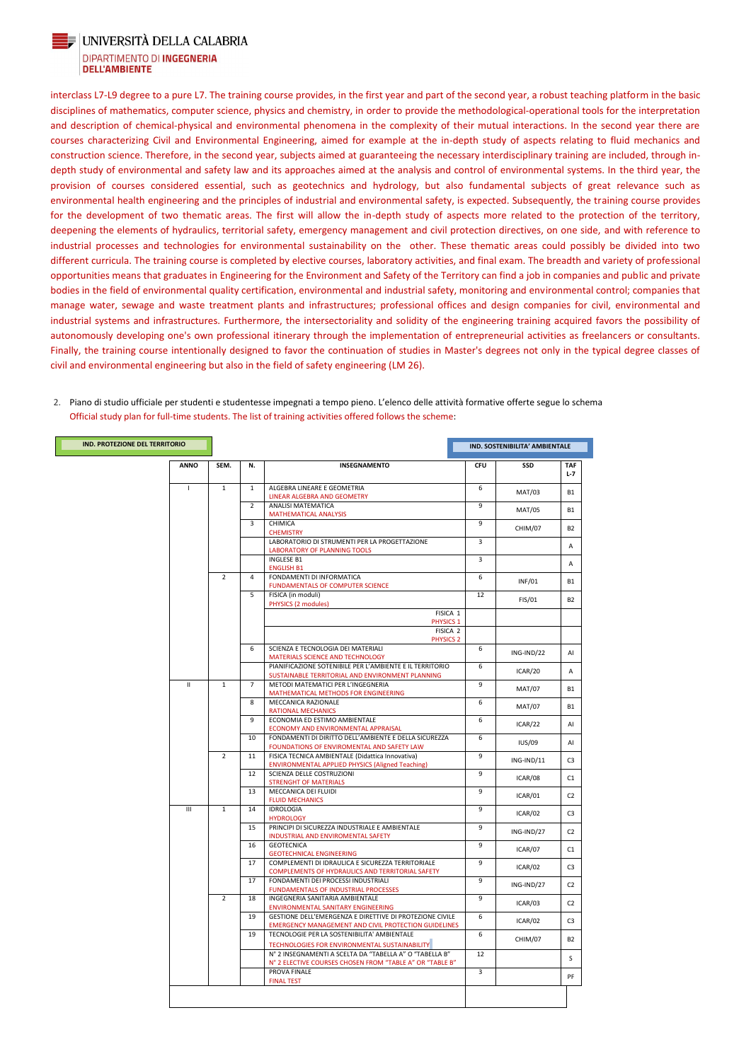interclass L7-L9 degree to a pure L7. The training course provides, in the first year and part of the second year, a robust teaching platform in the basic disciplines of mathematics, computer science, physics and chemistry, in order to provide the methodological-operational tools for the interpretation and description of chemical-physical and environmental phenomena in the complexity of their mutual interactions. In the second year there are courses characterizing Civil and Environmental Engineering, aimed for example at the in-depth study of aspects relating to fluid mechanics and construction science. Therefore, in the second year, subjects aimed at guaranteeing the necessary interdisciplinary training are included, through in-depth study of environmental and safety law and its approaches aimed at the analysis and control of environmental systems. In the third year, the provision of courses considered essential, such as geotechnics and hydrology, but also fundamental subjects of great relevance such as environmental health engineering and the principles of industrial and environmental safety, is expected. Subsequently, the training course provides for the development of two thematic areas. The first will allow the in-depth study of aspects more related to the protection of the territory, deepening the elements of hydraulics, territorial safety, emergency management and civil protection directives, on one side, and with reference to industrial processes and technologies for environmental sustainability on the other. These thematic areas could possibly be divided into two different curricula. The training course is completed by elective courses, laboratory activities, and final exam. The breadth and variety of professional opportunities means that graduates in Engineering for the Environment and Safety of the Territory can find a job in companies and public and private bodies in the field of environmental quality certification, environmental and industrial safety, monitoring and environmental control; companies that manage water, sewage and waste treatment plants and infrastructures; professional offices and design companies for civil, environmental and industrial systems and infrastructures. Furthermore, the intersectoriality and solidity of the engineering training acquired favors the possibility of autonomously developing one's own professional itinerary through the implementation of entrepreneurial activities as freelancers or consultants. Finally, the training course intentionally designed to favor the continuation of studies in Master's degrees not only in the typical degree classes of civil and environmental engineering but also in the field of safety engineering (LM 26).

2. Piano di studio ufficiale per studenti e studentesse impegnati a tempo pieno. L'elenco delle attività formative offerte segue lo schema
   Official study plan for full-time students. The list of training activities offered follows the scheme:

**IND. PROTEZIONE DEL TERRITORIO** | **IND. SOSTENIBILITA' AMBIENTALE**

| ANNO | SEM. | N. | INSEGNAMENTO | CFU | SSD | TAF L-7 |
|---|---|---|---|---|---|---|
| I | 1 | 1 | ALGEBRA LINEARE E GEOMETRIA<br>LINEAR ALGEBRA AND GEOMETRY | 6 | MAT/03 | B1 |
| | | 2 | ANALISI MATEMATICA<br>MATHEMATICAL ANALYSIS | 9 | MAT/05 | B1 |
| | | 3 | CHIMICA<br>CHEMISTRY | 9 | CHIM/07 | B2 |
| | | | LABORATORIO DI STRUMENTI PER LA PROGETTAZIONE<br>LABORATORY OF PLANNING TOOLS | 3 | | A |
| | | | INGLESE B1<br>ENGLISH B1 | 3 | | A |
| | 2 | 4 | FONDAMENTI DI INFORMATICA<br>FUNDAMENTALS OF COMPUTER SCIENCE | 6 | INF/01 | B1 |
| | | 5 | FISICA (in moduli)<br>PHYSICS (2 modules) | 12 | FIS/01 | B2 |
| | | | FISICA 1<br>PHYSICS 1 | | | |
| | | | FISICA 2<br>PHYSICS 2 | | | |
| | | 6 | SCIENZA E TECNOLOGIA DEI MATERIALI<br>MATERIALS SCIENCE AND TECHNOLOGY | 6 | ING-IND/22 | AI |
| | | | PIANIFICAZIONE SOTENIBILE PER L'AMBIENTE E IL TERRITORIO<br>SUSTAINABLE TERRITORIAL AND ENVIRONMENT PLANNING | 6 | ICAR/20 | A |
| II | 1 | 7 | METODI MATEMATICI PER L'INGEGNERIA<br>MATHEMATICAL METHODS FOR ENGINEERING | 9 | MAT/07 | B1 |
| | | 8 | MECCANICA RAZIONALE<br>RATIONAL MECHANICS | 6 | MAT/07 | B1 |
| | | 9 | ECONOMIA ED ESTIMO AMBIENTALE<br>ECONOMY AND ENVIRONMENTAL APPRAISAL | 6 | ICAR/22 | AI |
| | | 10 | FONDAMENTI DI DIRITTO DELL'AMBIENTE E DELLA SICUREZZA<br>FOUNDATIONS OF ENVIROMENTAL AND SAFETY LAW | 6 | IUS/09 | AI |
| | 2 | 11 | FISICA TECNICA AMBIENTALE (Didattica Innovativa)<br>ENVIRONMENTAL APPLIED PHYSICS (Aligned Teaching) | 9 | ING-IND/11 | C3 |
| | | 12 | SCIENZA DELLE COSTRUZIONI<br>STRENGHT OF MATERIALS | 9 | ICAR/08 | C1 |
| | | 13 | MECCANICA DEI FLUIDI<br>FLUID MECHANICS | 9 | ICAR/01 | C2 |
| III | 1 | 14 | IDROLOGIA<br>HYDROLOGY | 9 | ICAR/02 | C3 |
| | | 15 | PRINCIPI DI SICUREZZA INDUSTRIALE E AMBIENTALE<br>INDUSTRIAL AND ENVIROMENTAL SAFETY | 9 | ING-IND/27 | C2 |
| | | 16 | GEOTECNICA<br>GEOTECHNICAL ENGINEERING | 9 | ICAR/07 | C1 |
| | | 17 | COMPLEMENTI DI IDRAULICA E SICUREZZA TERRITORIALE<br>COMPLEMENTS OF HYDRAULICS AND TERRITORIAL SAFETY | 9 | ICAR/02 | C3 |
| | | 17 | FONDAMENTI DEI PROCESSI INDUSTRIALI<br>FUNDAMENTALS OF INDUSTRIAL PROCESSES | 9 | ING-IND/27 | C2 |
| | 2 | 18 | INGEGNERIA SANITARIA AMBIENTALE<br>ENVIRONMENTAL SANITARY ENGINEERING | 9 | ICAR/03 | C2 |
| | | 19 | GESTIONE DELL'EMERGENZA E DIRETTIVE DI PROTEZIONE CIVILE<br>EMERGENCY MANAGEMENT AND CIVIL PROTECTION GUIDELINES | 6 | ICAR/02 | C3 |
| | | 19 | TECNOLOGIE PER LA SOSTENIBILITA' AMBIENTALE<br>TECHNOLOGIES FOR ENVIRONMENTAL SUSTAINABILITY | 6 | CHIM/07 | B2 |
| | | | N° 2 INSEGNAMENTI A SCELTA DA "TABELLA A" O "TABELLA B"<br>N° 2 ELECTIVE COURSES CHOSEN FROM "TABLE A" OR "TABLE B" | 12 | | S |
| | | | PROVA FINALE<br>FINAL TEST | 3 | | PF |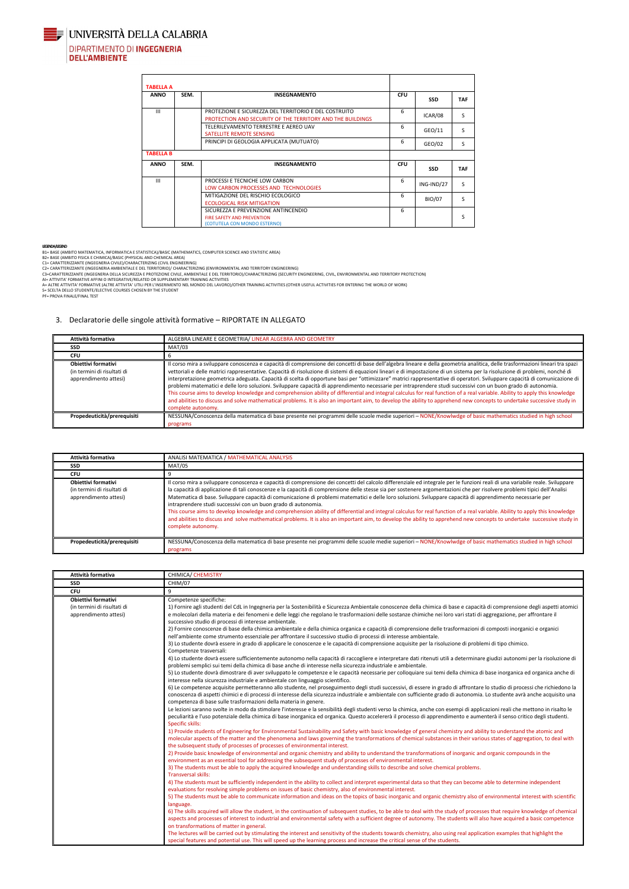| **TABELLA A** | | | | | |
|---|---|---|---|---|---|
| **ANNO** | **SEM.** | **INSEGNAMENTO** | **CFU** | **SSD** | **TAF** |
| III | | PROTEZIONE E SICUREZZA DEL TERRITORIO E DEL COSTRUITO<br>PROTECTION AND SECURITY OF THE TERRITORY AND THE BUILDINGS | 6 | ICAR/08 | S |
| | | TELERILEVAMENTO TERRESTRE E AEREO UAV<br>SATELLITE REMOTE SENSING | 6 | GEO/11 | S |
| | | PRINCIPI DI GEOLOGIA APPLICATA (MUTUATO) | 6 | GEO/02 | S |

| **TABELLA B** | | | | | |
|---|---|---|---|---|---|
| **ANNO** | **SEM.** | **INSEGNAMENTO** | **CFU** | **SSD** | **TAF** |
| III | | PROCESSI E TECNICHE LOW CARBON<br>LOW CARBON PROCESSES AND TECHNOLOGIES | 6 | ING-IND/27 | S |
| | | MITIGAZIONE DEL RISCHIO ECOLOGICO<br>ECOLOGICAL RISK MITIGATION | 6 | BIO/07 | S |
| | | SICUREZZA E PREVENZIONE ANTINCENDIO<br>FIRE SAFETY AND PREVENTION<br>(COTUTELA CON MONDO ESTERNO) | 6 | | S |

LEGENDA/LEGEND
B1= BASE (AMBITO MATEMATICA, INFORMATICA E STATISTICA)/BASIC (MATHEMATICS, COMPUTER SCIENCE AND STATISTIC AREA)
B2= BASE (AMBITO FISICA E CHIMICA)/BASIC (PHYSICAL AND CHEMICAL AREA)
C1= CARATTERIZZANTE (INGEGNERIA CIVILE)/CHARACTERIZING (CIVIL ENGINEERING)
C2= CARATTERIZZANTE (INGEGNERIA AMBIENTALE E DEL TERRITORIO)/ CHARACTERIZING (ENVIRONMENTAL AND TERRITORY ENGINEERING)
C3=CARATTERIZZANTE (INGEGNERIA DELLA SICUREZZA E PROTEZIONE CIVILE, AMBIENTALE E DEL TERRITORIO)/CHARACTERIZING (SECURITY ENGINEERING, CIVIL, ENVIRONMENTAL AND TERRITORY PROTECTION)
AI= ATTIVITA' FORMATIVE AFFINI O INTEGRATIVE/RELATED OR SUPPLEMENTARY TRAINING ACTIVITIES
A= ALTRE ATTIVITA' FORMATIVE (ALTRE ATTIVITA' UTILI PER L'INSERIMENTO NEL MONDO DEL LAVORO)/OTHER TRAINING ACTIVITIES (OTHER USEFUL ACTIVITIES FOR ENTERING THE WORLD OF WORK)
S= SCELTA DELLO STUDENTE/ELECTIVE COURSES CHOSEN BY THE STUDENT
PF= PROVA FINALE/FINAL TEST

## 3. Declaratorie delle singole attività formative – RIPORTATE IN ALLEGATO

| **Attività formativa** | ALGEBRA LINEARE E GEOMETRIA/ LINEAR ALGEBRA AND GEOMETRY |
|---|---|
| **SSD** | MAT/03 |
| **CFU** | 6 |
| **Obiettivi formativi** (in termini di risultati di apprendimento attesi) | Il corso mira a sviluppare conoscenza e capacità di comprensione dei concetti di base dell'algebra lineare e della geometria analitica, delle trasformazioni lineari tra spazi vettoriali e delle matrici rappresentative. Capacità di risoluzione di sistemi di equazioni lineari e di impostazione di un sistema per la risoluzione di problemi, nonché di interpretazione geometrica adeguata. Capacità di scelta di opportune basi per "ottimizzare" matrici rappresentative di operatori. Sviluppare capacità di comunicazione di problemi matematici e delle loro soluzioni. Sviluppare capacità di apprendimento necessarie per intraprendere studi successivi con un buon grado di autonomia.<br>This course aims to develop knowledge and comprehension ability of differential and integral calculus for real function of a real variable. Ability to apply this knowledge and abilities to discuss and solve mathematical problems. It is also an important aim, to develop the ability to apprehend new concepts to undertake successive study in complete autonomy. |
| **Propedeuticità/prerequisiti** | NESSUNA/Conoscenza della matematica di base presente nei programmi delle scuole medie superiori – NONE/Knowlwdge of basic mathematics studied in high school programs |

| **Attività formativa** | ANALISI MATEMATICA / MATHEMATICAL ANALYSIS |
|---|---|
| **SSD** | MAT/05 |
| **CFU** | 9 |
| **Obiettivi formativi** (in termini di risultati di apprendimento attesi) | Il corso mira a sviluppare conoscenza e capacità di comprensione dei concetti del calcolo differenziale ed integrale per le funzioni reali di una variabile reale. Sviluppare la capacità di applicazione di tali conoscenze e la capacità di comprensione delle stesse sia per sostenere argomentazioni che per risolvere problemi tipici dell'Analisi Matematica di base. Sviluppare capacità di comunicazione di problemi matematici e delle loro soluzioni. Sviluppare capacità di apprendimento necessarie per intraprendere studi successivi con un buon grado di autonomia.<br>This course aims to develop knowledge and comprehension ability of differential and integral calculus for real function of a real variable. Ability to apply this knowledge and abilities to discuss and solve mathematical problems. It is also an important aim, to develop the ability to apprehend new concepts to undertake successive study in complete autonomy. |
| **Propedeuticità/prerequisiti** | NESSUNA/Conoscenza della matematica di base presente nei programmi delle scuole medie superiori – NONE/Knowlwdge of basic mathematics studied in high school programs |

| **Attività formativa** | CHIMICA/ CHEMISTRY |
|---|---|
| **SSD** | CHIM/07 |
| **CFU** | 9 |
| **Obiettivi formativi** (in termini di risultati di apprendimento attesi) | Competenze specifiche:<br>1) Fornire agli studenti del CdL in Ingegneria per la Sostenibilità e Sicurezza Ambientale conoscenze della chimica di base e capacità di comprensione degli aspetti atomici e molecolari della materia e dei fenomeni e delle leggi che regolano le trasformazioni delle sostanze chimiche nei loro vari stati di aggregazione, per affrontare il successivo studio di processi di interesse ambientale.<br>2) Fornire conoscenze di base della chimica ambientale e della chimica organica e capacità di comprensione delle trasformazioni di composti inorganici e organici nell'ambiente come strumento essenziale per affrontare il successivo studio di processi di interesse ambientale.<br>3) Lo studente dovrà essere in grado di applicare le conoscenze e le capacità di comprensione acquisite per la risoluzione di problemi di tipo chimico.<br>Competenze trasversali:<br>4) Lo studente dovrà essere sufficientemente autonomo nella capacità di raccogliere e interpretare dati ritenuti utili a determinare giudizi autonomi per la risoluzione di problemi semplici sui temi della chimica di base anche di interesse nella sicurezza industriale e ambientale.<br>5) Lo studente dovrà dimostrare di aver sviluppato le competenze e le capacità necessarie per colloquiare sui temi della chimica di base inorganica ed organica anche di interesse nella sicurezza industriale e ambientale con linguaggio scientifico.<br>6) Le competenze acquisite permetteranno allo studente, nel proseguimento degli studi successivi, di essere in grado di affrontare lo studio di processi che richiedono la conoscenza di aspetti chimici e di processi di interesse della sicurezza industriale e ambientale con sufficiente grado di autonomia. Lo studente avrà anche acquisito una competenza di base sulle trasformazioni della materia in genere.<br>Le lezioni saranno svolte in modo da stimolare l'interesse e la sensibilità degli studenti verso la chimica, anche con esempi di applicazioni reali che mettono in risalto le peculiarità e l'uso potenziale della chimica di base inorganica ed organica. Questo accelererà il processo di apprendimento e aumenterà il senso critico degli studenti.<br>Specific skills:<br>1) Provide students of Engineering for Environmental Sustainability and Safety with basic knowledge of general chemistry and ability to understand the atomic and molecular aspects of the matter and the phenomena and laws governing the transformations of chemical substances in their various states of aggregation, to deal with the subsequent study of processes of environmental interest.<br>2) Provide basic knowledge of environmental and organic chemistry and ability to understand the transformations of inorganic and organic compounds in the environment as an essential tool for addressing the subsequent study of processes of environmental interest.<br>3) The students must be able to apply the acquired knowledge and understanding skills to describe and solve chemical problems.<br>Transversal skills:<br>4) The students must be sufficiently independent in the ability to collect and interpret experimental data so that they can become able to determine independent evaluations for resolving simple problems on issues of basic chemistry, also of environmental interest.<br>5) The students must be able to communicate information and ideas on the topics of basic inorganic and organic chemistry also of environmental interest with scientific language.<br>6) The skills acquired will allow the student, in the continuation of subsequent studies, to be able to deal with the study of processes that require knowledge of chemical aspects and processes of interest to industrial and environmental safety with a sufficient degree of autonomy. The students will also have acquired a basic competence on transformations of matter in general.<br>The lectures will be carried out by stimulating the interest and sensitivity of the students towards chemistry, also using real application examples that highlight the special features and potential use. This will speed up the learning process and increase the critical sense of the students. |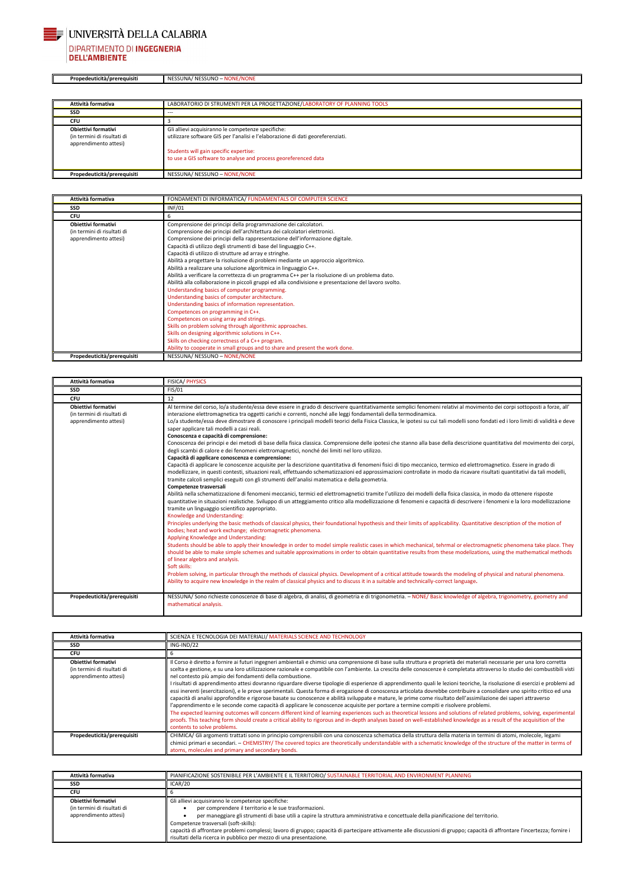| Propedeuticità/prerequisiti | NESSUNA/ NESSUNO – NONE/NONE |
|---|---|

| Attività formativa | LABORATORIO DI STRUMENTI PER LA PROGETTAZIONE/LABORATORY OF PLANNING TOOLS |
|---|---|
| SSD | --- |
| CFU | 3 |
| Obiettivi formativi (in termini di risultati di apprendimento attesi) | Gli allievi acquisiranno le competenze specifiche:<br>utilizzare software GIS per l'analisi e l'elaborazione di dati georeferenziati.<br><br>Students will gain specific expertise:<br>to use a GIS software to analyse and process georeferenced data |
| Propedeuticità/prerequisiti | NESSUNA/ NESSUNO – NONE/NONE |

| Attività formativa | FONDAMENTI DI INFORMATICA/ FUNDAMENTALS OF COMPUTER SCIENCE |
|---|---|
| SSD | INF/01 |
| CFU | 6 |
| Obiettivi formativi (in termini di risultati di apprendimento attesi) | Comprensione dei principi della programmazione dei calcolatori.<br>Comprensione dei principi dell'architettura dei calcolatori elettronici.<br>Comprensione dei principi della rappresentazione dell'informazione digitale.<br>Capacità di utilizzo degli strumenti di base del linguaggio C++.<br>Capacità di utilizzo di strutture ad array e stringhe.<br>Abilità a progettare la risoluzione di problemi mediante un approccio algoritmico.<br>Abilità a realizzare una soluzione algoritmica in linguaggio C++.<br>Abilità a verificare la correttezza di un programma C++ per la risoluzione di un problema dato.<br>Abilità alla collaborazione in piccoli gruppi ed alla condivisione e presentazione del lavoro svolto.<br>Understanding basics of computer programming.<br>Understanding basics of computer architecture.<br>Understanding basics of information representation.<br>Competences on programming in C++.<br>Competences on using array and strings.<br>Skills on problem solving through algorithmic approaches.<br>Skills on designing algorithmic solutions in C++.<br>Skills on checking correctness of a C++ program.<br>Ability to cooperate in small groups and to share and present the work done. |
| Propedeuticità/prerequisiti | NESSUNA/ NESSUNO – NONE/NONE |

| Attività formativa | FISICA/ PHYSICS |
|---|---|
| SSD | FIS/01 |
| CFU | 12 |
| Obiettivi formativi (in termini di risultati di apprendimento attesi) | Al termine del corso, lo/a studente/essa deve essere in grado di descrivere quantitativamente semplici fenomeni relativi al movimento dei corpi sottoposti a forze, all' interazione elettromagnetica tra oggetti carichi e correnti, nonché alle leggi fondamentali della termodinamica.<br>Lo/a studente/essa deve dimostrare di conoscere i principali modelli teorici della Fisica Classica, le ipotesi su cui tali modelli sono fondati ed i loro limiti di validità e deve saper applicare tali modelli a casi reali.<br>**Conoscenza e capacità di comprensione:**<br>Conoscenza dei principi e dei metodi di base della fisica classica. Comprensione delle ipotesi che stanno alla base della descrizione quantitativa del movimento dei corpi, degli scambi di calore e dei fenomeni elettromagnetici, nonché dei limiti nel loro utilizzo.<br>**Capacità di applicare conoscenza e comprensione:**<br>Capacità di applicare le conoscenze acquisite per la descrizione quantitativa di fenomeni fisici di tipo meccanico, termico ed elettromagnetico. Essere in grado di modellizzare, in questi contesti, situazioni reali, effettuando schematizzazioni ed approssimazioni controllate in modo da ricavare risultati quantitativi da tali modelli, tramite calcoli semplici eseguiti con gli strumenti dell'analisi matematica e della geometria.<br>**Competenze trasversali**<br>Abilità nella schematizzazione di fenomeni meccanici, termici ed elettromagnetici tramite l'utilizzo dei modelli della fisica classica, in modo da ottenere risposte quantitative in situazioni realistiche. Sviluppo di un atteggiamento critico alla modellizzazione di fenomeni e capacità di descrivere i fenomeni e la loro modellizzazione tramite un linguaggio scientifico appropriato.<br>Knowledge and Understanding:<br>Principles underlying the basic methods of classical physics, their foundational hypothesis and their limits of applicability. Quantitative description of the motion of bodies; heat and work exchange; electromagnetic phenomena.<br>Applying Knowledge and Understanding:<br>Students should be able to apply their knowledge in order to model simple realistic cases in which mechanical, tehrmal or electromagnetic phenomena take place. They should be able to make simple schemes and suitable approximations in order to obtain quantitative results from these modelizations, using the mathematical methods of linear algebra and analysis.<br>Soft skills:<br>Problem solving, in particular through the methods of classical physics. Development of a critical attitude towards the modeling of physical and natural phenomena. Ability to acquire new knowledge in the realm of classical physics and to discuss it in a suitable and technically-correct language. |
| Propedeuticità/prerequisiti | NESSUNA/ Sono richieste conoscenze di base di algebra, di analisi, di geometria e di trigonometria. – NONE/ Basic knowledge of algebra, trigonometry, geometry and mathematical analysis. |

| Attività formativa | SCIENZA E TECNOLOGIA DEI MATERIALI/ MATERIALS SCIENCE AND TECHNOLOGY |
|---|---|
| SSD | ING-IND/22 |
| CFU | 6 |
| Obiettivi formativi (in termini di risultati di apprendimento attesi) | Il Corso è diretto a fornire ai futuri ingegneri ambientali e chimici una comprensione di base sulla struttura e proprietà dei materiali necessarie per una loro corretta scelta e gestione, e su una loro utilizzazione razionale e compatibile con l'ambiente. La crescita delle conoscenze è completata attraverso lo studio dei combustibili visti nel contesto più ampio dei fondamenti della combustione.<br>I risultati di apprendimento attesi dovranno riguardare diverse tipologie di esperienze di apprendimento quali le lezioni teoriche, la risoluzione di esercizi e problemi ad essi inerenti (esercitazioni), e le prove sperimentali. Questa forma di erogazione di conoscenza articolata dovrebbe contribuire a consolidare uno spirito critico ed una capacità di analisi approfondite e rigorose basate su conoscenze e abilità sviluppate e mature, le prime come risultato dell'assimilazione dei saperi attraverso l'apprendimento e le seconde come capacità di applicare le conoscenze acquisite per portare a termine compiti e risolvere problemi.<br>The expected learning outcomes will concern different kind of learning experiences such as theoretical lessons and solutions of related problems, solving, experimental proofs. This teaching form should create a critical ability to rigorous and in-depth analyses based on well-established knowledge as a result of the acquisition of the contents to solve problems. |
| Propedeuticità/prerequisiti | CHIMICA/ Gli argomenti trattati sono in principio comprensibili con una conoscenza schematica della struttura della materia in termini di atomi, molecole, legami chimici primari e secondari. – CHEMISTRY/ The covered topics are theoretically understandable with a schematic knowledge of the structure of the matter in terms of atoms, molecules and primary and secondary bonds. |

| Attività formativa | PIANIFICAZIONE SOSTENIBILE PER L'AMBIENTE E IL TERRITORIO/ SUSTAINABLE TERRITORIAL AND ENVIRONMENT PLANNING |
|---|---|
| SSD | ICAR/20 |
| CFU | 6 |
| Obiettivi formativi (in termini di risultati di apprendimento attesi) | Gli allievi acquisiranno le competenze specifiche:<br>• per comprendere il territorio e le sue trasformazioni.<br>• per maneggiare gli strumenti di base utili a capire la struttura amministrativa e concettuale della pianificazione del territorio.<br>Competenze trasversali (soft-skills):<br>capacità di affrontare problemi complessi; lavoro di gruppo; capacità di partecipare attivamente alle discussioni di gruppo; capacità di affrontare l'incertezza; fornire i risultati della ricerca in pubblico per mezzo di una presentazione. |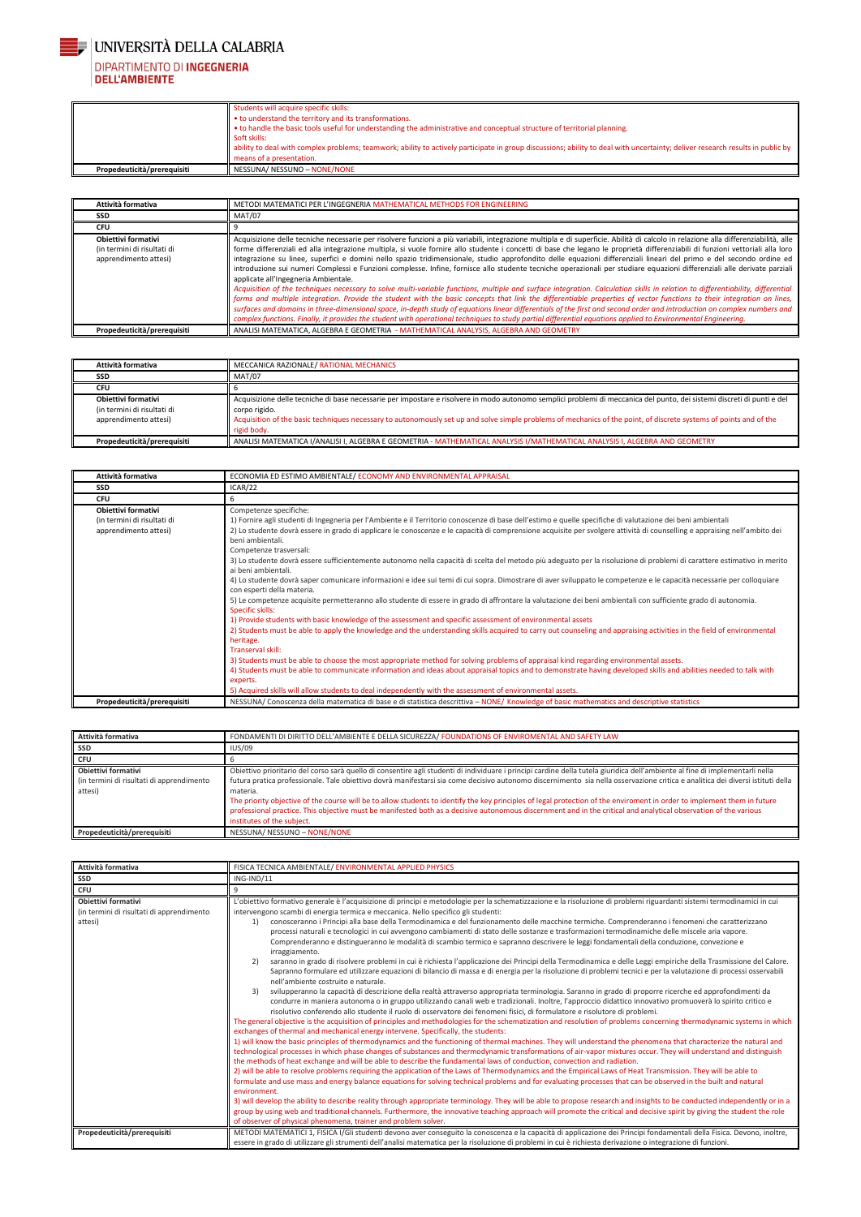| | |
|---|---|
| | Students will acquire specific skills:<br>• to understand the territory and its transformations.<br>• to handle the basic tools useful for understanding the administrative and conceptual structure of territorial planning.<br>Soft skills:<br>ability to deal with complex problems; teamwork; ability to actively participate in group discussions; ability to deal with uncertainty; deliver research results in public by means of a presentation. |
| **Propedeuticità/prerequisiti** | NESSUNA/ NESSUNO – NONE/NONE |

| | |
|---|---|
| **Attività formativa** | METODI MATEMATICI PER L'INGEGNERIA MATHEMATICAL METHODS FOR ENGINEERING |
| **SSD** | MAT/07 |
| **CFU** | 9 |
| **Obiettivi formativi** (in termini di risultati di apprendimento attesi) | Acquisizione delle tecniche necessarie per risolvere funzioni a più variabili, integrazione multipla e di superficie. Abilità di calcolo in relazione alla differenziabilità, alle forme differenziali ed alla integrazione multipla, si vuole fornire allo studente i concetti di base che legano le proprietà differenziabili di funzioni vettoriali alla loro integrazione su linee, superfici e domini nello spazio tridimensionale, studio approfondito delle equazioni differenziali lineari del primo e del secondo ordine ed introduzione sui numeri Complessi e Funzioni complesse. Infine, fornisce allo studente tecniche operazionali per studiare equazioni differenziali alle derivate parziali applicate all'Ingegneria Ambientale.<br>*Acquisition of the techniques necessary to solve multi-variable functions, multiple and surface integration. Calculation skills in relation to differentiability, differential forms and multiple integration. Provide the student with the basic concepts that link the differentiable properties of vector functions to their integration on lines, surfaces and domains in three-dimensional space, in-depth study of equations linear differentials of the first and second order and introduction on complex numbers and complex functions. Finally, it provides the student with operational techniques to study partial differential equations applied to Environmental Engineering.* |
| **Propedeuticità/prerequisiti** | ANALISI MATEMATICA, ALGEBRA E GEOMETRIA - MATHEMATICAL ANALYSIS, ALGEBRA AND GEOMETRY |

| | |
|---|---|
| **Attività formativa** | MECCANICA RAZIONALE/ RATIONAL MECHANICS |
| **SSD** | MAT/07 |
| **CFU** | 6 |
| **Obiettivi formativi** (in termini di risultati di apprendimento attesi) | Acquisizione delle tecniche di base necessarie per impostare e risolvere in modo autonomo semplici problemi di meccanica del punto, dei sistemi discreti di punti e del corpo rigido.<br>Acquisition of the basic techniques necessary to autonomously set up and solve simple problems of mechanics of the point, of discrete systems of points and of the rigid body. |
| **Propedeuticità/prerequisiti** | ANALISI MATEMATICA I/ANALISI I, ALGEBRA E GEOMETRIA - MATHEMATICAL ANALYSIS I/MATHEMATICAL ANALYSIS I, ALGEBRA AND GEOMETRY |

| | |
|---|---|
| **Attività formativa** | ECONOMIA ED ESTIMO AMBIENTALE/ ECONOMY AND ENVIRONMENTAL APPRAISAL |
| **SSD** | ICAR/22 |
| **CFU** | 6 |
| **Obiettivi formativi** (in termini di risultati di apprendimento attesi) | Competenze specifiche:<br>1) Fornire agli studenti di Ingegneria per l'Ambiente e il Territorio conoscenze di base dell'estimo e quelle specifiche di valutazione dei beni ambientali<br>2) Lo studente dovrà essere in grado di applicare le conoscenze e le capacità di comprensione acquisite per svolgere attività di counselling e appraising nell'ambito dei beni ambientali.<br>Competenze trasversali:<br>3) Lo studente dovrà essere sufficientemente autonomo nella capacità di scelta del metodo più adeguato per la risoluzione di problemi di carattere estimativo in merito ai beni ambientali.<br>4) Lo studente dovrà saper comunicare informazioni e idee sui temi di cui sopra. Dimostrare di aver sviluppato le competenze e le capacità necessarie per colloquiare con esperti della materia.<br>5) Le competenze acquisite permetteranno allo studente di essere in grado di affrontare la valutazione dei beni ambientali con sufficiente grado di autonomia.<br>Specific skills:<br>1) Provide students with basic knowledge of the assessment and specific assessment of environmental assets<br>2) Students must be able to apply the knowledge and the understanding skills acquired to carry out counseling and appraising activities in the field of environmental heritage.<br>Transerval skill:<br>3) Students must be able to choose the most appropriate method for solving problems of appraisal kind regarding environmental assets.<br>4) Students must be able to communicate information and ideas about appraisal topics and to demonstrate having developed skills and abilities needed to talk with experts.<br>5) Acquired skills will allow students to deal independently with the assessment of environmental assets. |
| **Propedeuticità/prerequisiti** | NESSUNA/ Conoscenza della matematica di base e di statistica descrittiva – NONE/ Knowledge of basic mathematics and descriptive statistics |

| | |
|---|---|
| **Attività formativa** | FONDAMENTI DI DIRITTO DELL'AMBIENTE E DELLA SICUREZZA/ FOUNDATIONS OF ENVIROMENTAL AND SAFETY LAW |
| **SSD** | IUS/09 |
| **CFU** | 6 |
| **Obiettivi formativi** (in termini di risultati di apprendimento attesi) | Obiettivo prioritario del corso sarà quello di consentire agli studenti di individuare i principi cardine della tutela giuridica dell'ambiente al fine di implementarli nella futura pratica professionale. Tale obiettivo dovrà manifestarsi sia come decisivo autonomo discernimento sia nella osservazione critica e analitica dei diversi istituti della materia.<br>The priority objective of the course will be to allow students to identify the key principles of legal protection of the enviroment in order to implement them in future professional practice. This objective must be manifested both as a decisive autonomous discernment and in the critical and analytical observation of the various institutes of the subject. |
| **Propedeuticità/prerequisiti** | NESSUNA/ NESSUNO – NONE/NONE |

| | |
|---|---|
| **Attività formativa** | FISICA TECNICA AMBIENTALE/ ENVIRONMENTAL APPLIED PHYSICS |
| **SSD** | ING-IND/11 |
| **CFU** | 9 |
| **Obiettivi formativi** (in termini di risultati di apprendimento attesi) | L'obiettivo formativo generale è l'acquisizione di principi e metodologie per la schematizzazione e la risoluzione di problemi riguardanti sistemi termodinamici in cui intervengono scambi di energia termica e meccanica. Nello specifico gli studenti:<br>1) conosceranno i Principi alla base della Termodinamica e del funzionamento delle macchine termiche. Comprenderanno i fenomeni che caratterizzano processi naturali e tecnologici in cui avvengono cambiamenti di stato delle sostanze e trasformazioni termodinamiche delle miscele aria vapore. Comprenderanno e distingueranno le modalità di scambio termico e sapranno descrivere le leggi fondamentali della conduzione, convezione e irraggiamento.<br>2) saranno in grado di risolvere problemi in cui è richiesta l'applicazione dei Principi della Termodinamica e delle Leggi empiriche della Trasmissione del Calore. Sapranno formulare ed utilizzare equazioni di bilancio di massa e di energia per la risoluzione di problemi tecnici e per la valutazione di processi osservabili nell'ambiente costruito e naturale.<br>3) svilupperanno la capacità di descrizione della realtà attraverso appropriata terminologia. Saranno in grado di proporre ricerche ed approfondimenti da condurre in maniera autonoma o in gruppo utilizzando canali web e tradizionali. Inoltre, l'approccio didattico innovativo promuoverà lo spirito critico e risolutivo conferendo allo studente il ruolo di osservatore dei fenomeni fisici, di formulatore e risolutore di problemi.<br>The general objective is the acquisition of principles and methodologies for the schematization and resolution of problems concerning thermodynamic systems in which exchanges of thermal and mechanical energy intervene. Specifically, the students:<br>1) will know the basic principles of thermodynamics and the functioning of thermal machines. They will understand the phenomena that characterize the natural and technological processes in which phase changes of substances and thermodynamic transformations of air-vapor mixtures occur. They will understand and distinguish the methods of heat exchange and will be able to describe the fundamental laws of conduction, convection and radiation.<br>2) will be able to resolve problems requiring the application of the Laws of Thermodynamics and the Empirical Laws of Heat Transmission. They will be able to formulate and use mass and energy balance equations for solving technical problems and for evaluating processes that can be observed in the built and natural environment.<br>3) will develop the ability to describe reality through appropriate terminology. They will be able to propose research and insights to be conducted independently or in a group by using web and traditional channels. Furthermore, the innovative teaching approach will promote the critical and decisive spirit by giving the student the role of observer of physical phenomena, trainer and problem solver. |
| **Propedeuticità/prerequisiti** | METODI MATEMATICI 1, FISICA I/Gli studenti devono aver conseguito la conoscenza e la capacità di applicazione dei Principi fondamentali della Fisica. Devono, inoltre, essere in grado di utilizzare gli strumenti dell'analisi matematica per la risoluzione di problemi in cui è richiesta derivazione o integrazione di funzioni. |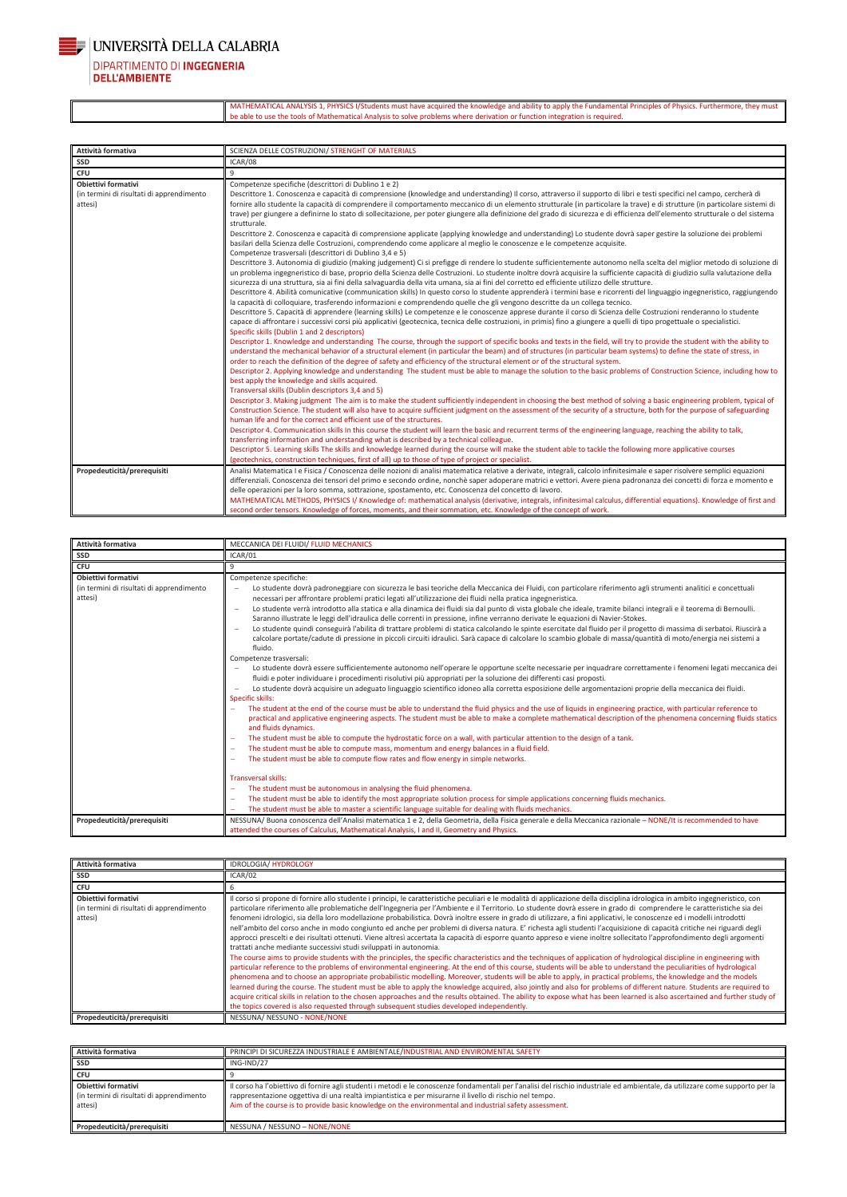| | |
|---|---|
| | MATHEMATICAL ANALYSIS 1, PHYSICS I/Students must have acquired the knowledge and ability to apply the Fundamental Principles of Physics. Furthermore, they must be able to use the tools of Mathematical Analysis to solve problems where derivation or function integration is required. |

| Attività formativa | SCIENZA DELLE COSTRUZIONI/ STRENGHT OF MATERIALS |
|---|---|
| SSD | ICAR/08 |
| CFU | 9 |
| Obiettivi formativi (in termini di risultati di apprendimento attesi) | Competenze specifiche (descrittori di Dublino 1 e 2)<br>Descrittore 1. Conoscenza e capacità di comprensione (knowledge and understanding) Il corso, attraverso il supporto di libri e testi specifici nel campo, cercherà di fornire allo studente la capacità di comprendere il comportamento meccanico di un elemento strutturale (in particolare la trave) e di strutture (in particolare sistemi di trave) per giungere a definirne lo stato di sollecitazione, per poter giungere alla definizione del grado di sicurezza e di efficienza dell'elemento strutturale o del sistema strutturale.<br>Descrittore 2. Conoscenza e capacità di comprensione applicate (applying knowledge and understanding) Lo studente dovrà saper gestire la soluzione dei problemi basilari della Scienza delle Costruzioni, comprendendo come applicare al meglio le conoscenze e le competenze acquisite.<br>Competenze trasversali (descrittori di Dublino 3,4 e 5)<br>Descrittore 3. Autonomia di giudizio (making judgement) Ci si prefigge di rendere lo studente sufficientemente autonomo nella scelta del miglior metodo di soluzione di un problema ingegneristico di base, proprio della Scienza delle Costruzioni. Lo studente inoltre dovrà acquisire la sufficiente capacità di giudizio sulla valutazione della sicurezza di una struttura, sia ai fini della salvaguardia della vita umana, sia ai fini del corretto ed efficiente utilizzo delle strutture.<br>Descrittore 4. Abilità comunicative (communication skills) In questo corso lo studente apprenderà i termini base e ricorrenti del linguaggio ingegneristico, raggiungendo la capacità di colloquiare, trasferendo informazioni e comprendendo quelle che gli vengono descritte da un collega tecnico.<br>Descrittore 5. Capacità di apprendere (learning skills) Le competenze e le conoscenze apprese durante il corso di Scienza delle Costruzioni renderanno lo studente capace di affrontare i successivi corsi più applicativi (geotecnica, tecnica delle costruzioni, in primis) fino a giungere a quelli di tipo progettuale o specialistici.<br>Specific skills (Dublin 1 and 2 descriptors)<br>Descriptor 1. Knowledge and understanding The course, through the support of specific books and texts in the field, will try to provide the student with the ability to understand the mechanical behavior of a structural element (in particular the beam) and of structures (in particular beam systems) to define the state of stress, in order to reach the definition of the degree of safety and efficiency of the structural element or of the structural system.<br>Descriptor 2. Applying knowledge and understanding The student must be able to manage the solution to the basic problems of Construction Science, including how to best apply the knowledge and skills acquired.<br>Transversal skills (Dublin descriptors 3,4 and 5)<br>Descriptor 3. Making judgment The aim is to make the student sufficiently independent in choosing the best method of solving a basic engineering problem, typical of Construction Science. The student will also have to acquire sufficient judgment on the assessment of the security of a structure, both for the purpose of safeguarding human life and for the correct and efficient use of the structures.<br>Descriptor 4. Communication skills In this course the student will learn the basic and recurrent terms of the engineering language, reaching the ability to talk, transferring information and understanding what is described by a technical colleague.<br>Descriptor 5. Learning skills The skills and knowledge learned during the course will make the student able to tackle the following more applicative courses (geotechnics, construction techniques, first of all) up to those of type of project or specialist. |
| Propedeuticità/prerequisiti | Analisi Matematica I e Fisica / Conoscenza delle nozioni di analisi matematica relative a derivate, integrali, calcolo infinitesimale e saper risolvere semplici equazioni differenziali. Conoscenza dei tensori del primo e secondo ordine, nonchè saper adoperare matrici e vettori. Avere piena padronanza dei concetti di forza e momento e delle operazioni per la loro somma, sottrazione, spostamento, etc. Conoscenza del concetto di lavoro.<br>MATHEMATICAL METHODS, PHYSICS I/ Knowledge of: mathematical analysis (derivative, integrals, infinitesimal calculus, differential equations). Knowledge of first and second order tensors. Knowledge of forces, moments, and their sommation, etc. Knowledge of the concept of work. |

| Attività formativa | MECCANICA DEI FLUIDI/ FLUID MECHANICS |
|---|---|
| SSD | ICAR/01 |
| CFU | 9 |
| Obiettivi formativi (in termini di risultati di apprendimento attesi) | Competenze specifiche:<br>– Lo studente dovrà padroneggiare con sicurezza le basi teoriche della Meccanica dei Fluidi, con particolare riferimento agli strumenti analitici e concettuali necessari per affrontare problemi pratici legati all'utilizzazione dei fluidi nella pratica ingegneristica.<br>– Lo studente verrà introdotto alla statica e alla dinamica dei fluidi sia dal punto di vista globale che ideale, tramite bilanci integrali e il teorema di Bernoulli. Saranno illustrate le leggi dell'idraulica delle correnti in pressione, infine verranno derivate le equazioni di Navier-Stokes.<br>– Lo studente quindi conseguirà l'abilità di trattare problemi di statica calcolando le spinte esercitate dal fluido per il progetto di massima di serbatoi. Riuscirà a calcolare portate/cadute di pressione in piccoli circuiti idraulici. Sarà capace di calcolare lo scambio globale di massa/quantità di moto/energia nei sistemi a fluido.<br>Competenze trasversali:<br>– Lo studente dovrà essere sufficientemente autonomo nell'operare le opportune scelte necessarie per inquadrare correttamente i fenomeni legati meccanica dei fluidi e poter individuare i procedimenti risolutivi più appropriati per la soluzione dei differenti casi proposti.<br>– Lo studente dovrà acquisire un adeguato linguaggio scientifico idoneo alla corretta esposizione delle argomentazioni proprie della meccanica dei fluidi.<br>Specific skills:<br>– The student at the end of the course must be able to understand the fluid physics and the use of liquids in engineering practice, with particular reference to practical and applicative engineering aspects. The student must be able to make a complete mathematical description of the phenomena concerning fluids statics and fluids dynamics.<br>– The student must be able to compute the hydrostatic force on a wall, with particular attention to the design of a tank.<br>– The student must be able to compute mass, momentum and energy balances in a fluid field.<br>– The student must be able to compute flow rates and flow energy in simple networks.<br><br>Transversal skills:<br>– The student must be autonomous in analysing the fluid phenomena.<br>– The student must be able to identify the most appropriate solution process for simple applications concerning fluids mechanics.<br>– The student must be able to master a scientific language suitable for dealing with fluids mechanics. |
| Propedeuticità/prerequisiti | NESSUNA/ Buona conoscenza dell'Analisi matematica 1 e 2, della Geometria, della Fisica generale e della Meccanica razionale – NONE/It is recommended to have attended the courses of Calculus, Mathematical Analysis, I and II, Geometry and Physics. |

| Attività formativa | IDROLOGIA/ HYDROLOGY |
|---|---|
| SSD | ICAR/02 |
| CFU | 6 |
| Obiettivi formativi (in termini di risultati di apprendimento attesi) | Il corso si propone di fornire allo studente i principi, le caratteristiche peculiari e le modalità di applicazione della disciplina idrologica in ambito ingegneristico, con particolare riferimento alle problematiche dell'Ingegneria per l'Ambiente e il Territorio. Lo studente dovrà essere in grado di comprendere le caratteristiche sia dei fenomeni idrologici, sia della loro modellazione probabilistica. Dovrà inoltre essere in grado di utilizzare, a fini applicativi, le conoscenze ed i modelli introdotti nell'ambito del corso anche in modo congiunto ed anche per problemi di diversa natura. E' richiesta agli studenti l'acquisizione di capacità critiche nei riguardi degli approcci prescelti e dei risultati ottenuti. Viene altresì accertata la capacità di esporre quanto appreso e viene inoltre sollecitato l'approfondimento degli argomenti trattati anche mediante successivi studi sviluppati in autonomia.<br>The course aims to provide students with the principles, the specific characteristics and the techniques of application of hydrological discipline in engineering with particular reference to the problems of environmental engineering. At the end of this course, students will be able to understand the peculiarities of hydrological phenomena and to choose an appropriate probabilistic modelling. Moreover, students will be able to apply, in practical problems, the knowledge and the models learned during the course. The student must be able to apply the knowledge acquired, also jointly and also for problems of different nature. Students are required to acquire critical skills in relation to the chosen approaches and the results obtained. The ability to expose what has been learned is also ascertained and further study of the topics covered is also requested through subsequent studies developed independently. |
| Propedeuticità/prerequisiti | NESSUNA/ NESSUNO - NONE/NONE |

| Attività formativa | PRINCIPI DI SICUREZZA INDUSTRIALE E AMBIENTALE/INDUSTRIAL AND ENVIROMENTAL SAFETY |
|---|---|
| SSD | ING-IND/27 |
| CFU | 9 |
| Obiettivi formativi (in termini di risultati di apprendimento attesi) | Il corso ha l'obiettivo di fornire agli studenti i metodi e le conoscenze fondamentali per l'analisi del rischio industriale ed ambientale, da utilizzare come supporto per la rappresentazione oggettiva di una realtà impiantistica e per misurarne il livello di rischio nel tempo.<br>Aim of the course is to provide basic knowledge on the environmental and industrial safety assessment. |
| Propedeuticità/prerequisiti | NESSUNA / NESSUNO – NONE/NONE |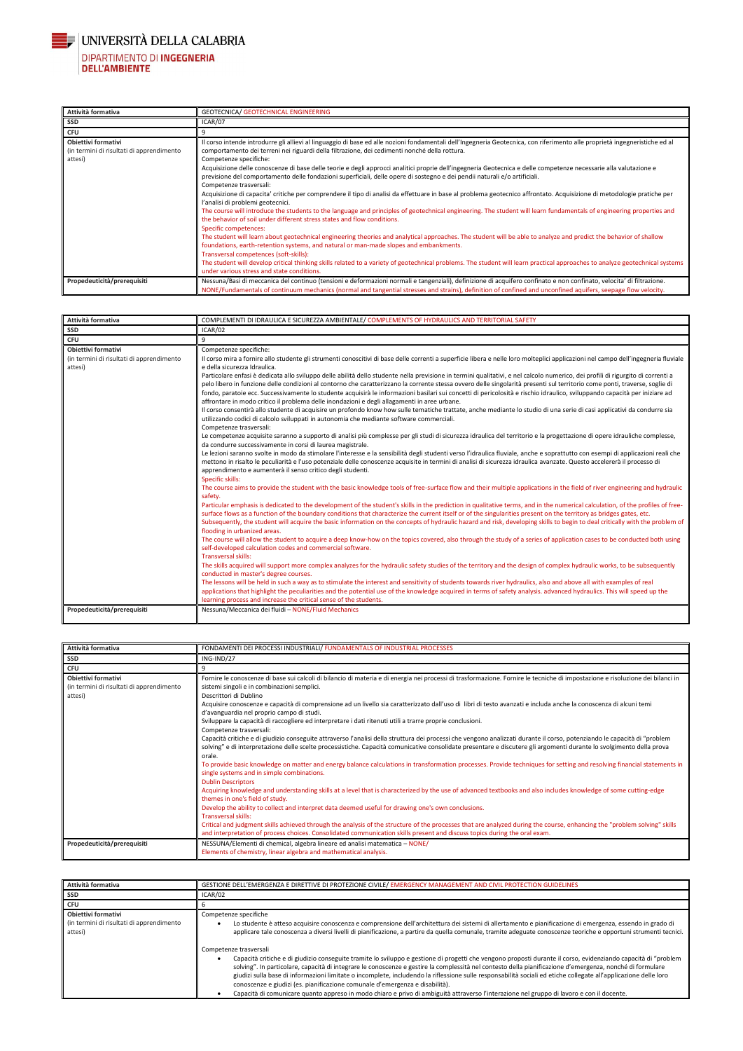UNIVERSITÀ DELLA CALABRIA
DIPARTIMENTO DI INGEGNERIA DELL'AMBIENTE

| Attività formativa | GEOTECNICA/ GEOTECHNICAL ENGINEERING |
|---|---|
| SSD | ICAR/07 |
| CFU | 9 |
| Obiettivi formativi (in termini di risultati di apprendimento attesi) | Il corso intende introdurre gli allievi al linguaggio di base ed alle nozioni fondamentali dell'Ingegneria Geotecnica, con riferimento alle proprietà ingegneristiche ed al comportamento dei terreni nei riguardi della filtrazione, dei cedimenti nonché della rottura.<br>Competenze specifiche:<br>Acquisizione delle conoscenze di base delle teorie e degli approcci analitici proprie dell'ingegneria Geotecnica e delle competenze necessarie alla valutazione e previsione del comportamento delle fondazioni superficiali, delle opere di sostegno e dei pendii naturali e/o artificiali.<br>Competenze trasversali:<br>Acquisizione di capacita' critiche per comprendere il tipo di analisi da effettuare in base al problema geotecnico affrontato. Acquisizione di metodologie pratiche per l'analisi di problemi geotecnici.<br>The course will introduce the students to the language and principles of geotechnical engineering. The student will learn fundamentals of engineering properties and the behavior of soil under different stress states and flow conditions.<br>Specific competences:<br>The student will learn about geotechnical engineering theories and analytical approaches. The student will be able to analyze and predict the behavior of shallow foundations, earth-retention systems, and natural or man-made slopes and embankments.<br>Transversal competences (soft-skills):<br>The student will develop critical thinking skills related to a variety of geotechnical problems. The student will learn practical approaches to analyze geotechnical systems under various stress and state conditions. |
| Propedeuticità/prerequisiti | Nessuna/Basi di meccanica del continuo (tensioni e deformazioni normali e tangenziali), definizione di acquifero confinato e non confinato, velocita' di filtrazione.<br>NONE/Fundamentals of continuum mechanics (normal and tangential stresses and strains), definition of confined and unconfined aquifers, seepage flow velocity. |

| Attività formativa | COMPLEMENTI DI IDRAULICA E SICUREZZA AMBIENTALE/ COMPLEMENTS OF HYDRAULICS AND TERRITORIAL SAFETY |
|---|---|
| SSD | ICAR/02 |
| CFU | 9 |
| Obiettivi formativi (in termini di risultati di apprendimento attesi) | Competenze specifiche:<br>Il corso mira a fornire allo studente gli strumenti conoscitivi di base delle correnti a superficie libera e nelle loro molteplici applicazioni nel campo dell'ingegneria fluviale e della sicurezza Idraulica.<br>Particolare enfasi è dedicata allo sviluppo delle abilità dello studente nella previsione in termini qualitativi, e nel calcolo numerico, dei profili di rigurgito di correnti a pelo libero in funzione delle condizioni al contorno che caratterizzano la corrente stessa ovvero delle singolarità presenti sul territorio come ponti, traverse, soglie di fondo, paratoie ecc. Successivamente lo studente acquisirà le informazioni basilari sui concetti di pericolosità e rischio idraulico, sviluppando capacità per iniziare ad affrontare in modo critico il problema delle inondazioni e degli allagamenti in aree urbane.<br>Il corso consentirà allo studente di acquisire un profondo know how sulle tematiche trattate, anche mediante lo studio di una serie di casi applicativi da condurre sia utilizzando codici di calcolo sviluppati in autonomia che mediante software commerciali.<br>Competenze trasversali:<br>Le competenze acquisite saranno a supporto di analisi più complesse per gli studi di sicurezza idraulica del territorio e la progettazione di opere idrauliche complesse, da condurre successivamente in corsi di laurea magistrale.<br>Le lezioni saranno svolte in modo da stimolare l'interesse e la sensibilità degli studenti verso l'idraulica fluviale, anche e soprattutto con esempi di applicazioni reali che mettono in risalto le peculiarità e l'uso potenziale delle conoscenze acquisite in termini di analisi di sicurezza idraulica avanzate. Questo accelererà il processo di apprendimento e aumenterà il senso critico degli studenti.<br>Specific skills:<br>The course aims to provide the student with the basic knowledge tools of free-surface flow and their multiple applications in the field of river engineering and hydraulic safety.<br>Particular emphasis is dedicated to the development of the student's skills in the prediction in qualitative terms, and in the numerical calculation, of the profiles of free-surface flows as a function of the boundary conditions that characterize the current itself or of the singularities present on the territory as bridges gates, etc.<br>Subsequently, the student will acquire the basic information on the concepts of hydraulic hazard and risk, developing skills to begin to deal critically with the problem of flooding in urbanized areas.<br>The course will allow the student to acquire a deep know-how on the topics covered, also through the study of a series of application cases to be conducted both using self-developed calculation codes and commercial software.<br>Transversal skills:<br>The skills acquired will support more complex analyzes for the hydraulic safety studies of the territory and the design of complex hydraulic works, to be subsequently conducted in master's degree courses.<br>The lessons will be held in such a way as to stimulate the interest and sensitivity of students towards river hydraulics, also and above all with examples of real applications that highlight the peculiarities and the potential use of the knowledge acquired in terms of safety analysis. advanced hydraulics. This will speed up the learning process and increase the critical sense of the students. |
| Propedeuticità/prerequisiti | Nessuna/Meccanica dei fluidi – NONE/Fluid Mechanics |

| Attività formativa | FONDAMENTI DEI PROCESSI INDUSTRIALI/ FUNDAMENTALS OF INDUSTRIAL PROCESSES |
|---|---|
| SSD | ING-IND/27 |
| CFU | 9 |
| Obiettivi formativi (in termini di risultati di apprendimento attesi) | Fornire le conoscenze di base sui calcoli di bilancio di materia e di energia nei processi di trasformazione. Fornire le tecniche di impostazione e risoluzione dei bilanci in sistemi singoli e in combinazioni semplici.<br>Descrittori di Dublino<br>Acquisire conoscenze e capacità di comprensione ad un livello sia caratterizzato dall'uso di libri di testo avanzati e includa anche la conoscenza di alcuni temi d'avanguardia nel proprio campo di studi.<br>Sviluppare la capacità di raccogliere ed interpretare i dati ritenuti utili a trarre proprie conclusioni.<br>Competenze trasversali:<br>Capacità critiche e di giudizio conseguite attraverso l'analisi della struttura dei processi che vengono analizzati durante il corso, potenziando le capacità di "problem solving" e di interpretazione delle scelte processistiche. Capacità comunicative consolidate presentare e discutere gli argomenti durante lo svolgimento della prova orale.<br>To provide basic knowledge on matter and energy balance calculations in transformation processes. Provide techniques for setting and resolving financial statements in single systems and in simple combinations.<br>Dublin Descriptors<br>Acquiring knowledge and understanding skills at a level that is characterized by the use of advanced textbooks and also includes knowledge of some cutting-edge themes in one's field of study.<br>Develop the ability to collect and interpret data deemed useful for drawing one's own conclusions.<br>Transversal skills:<br>Critical and judgment skills achieved through the analysis of the structure of the processes that are analyzed during the course, enhancing the "problem solving" skills and interpretation of process choices. Consolidated communication skills present and discuss topics during the oral exam. |
| Propedeuticità/prerequisiti | NESSUNA/Elementi di chemical, algebra lineare ed analisi matematica – NONE/<br>Elements of chemistry, linear algebra and mathematical analysis. |

| Attività formativa | GESTIONE DELL'EMERGENZA E DIRETTIVE DI PROTEZIONE CIVILE/ EMERGENCY MANAGEMENT AND CIVIL PROTECTION GUIDELINES |
|---|---|
| SSD | ICAR/02 |
| CFU | 6 |
| Obiettivi formativi (in termini di risultati di apprendimento attesi) | Competenze specifiche<br>• Lo studente è atteso acquisire conoscenza e comprensione dell'architettura dei sistemi di allertamento e pianificazione di emergenza, essendo in grado di applicare tale conoscenza a diversi livelli di pianificazione, a partire da quella comunale, tramite adeguate conoscenze teoriche e opportuni strumenti tecnici.<br><br>Competenze trasversali<br>• Capacità critiche e di giudizio conseguite tramite lo sviluppo e gestione di progetti che vengono proposti durante il corso, evidenziando capacità di "problem solving". In particolare, capacità di integrare le conoscenze e gestire la complessità nel contesto della pianificazione d'emergenza, nonché di formulare giudizi sulla base di informazioni limitate o incomplete, includendo la riflessione sulle responsabilità sociali ed etiche collegate all'applicazione delle loro conoscenze e giudizi (es. pianificazione comunale d'emergenza e disabilità).<br>• Capacità di comunicare quanto appreso in modo chiaro e privo di ambiguità attraverso l'interazione nel gruppo di lavoro e con il docente. |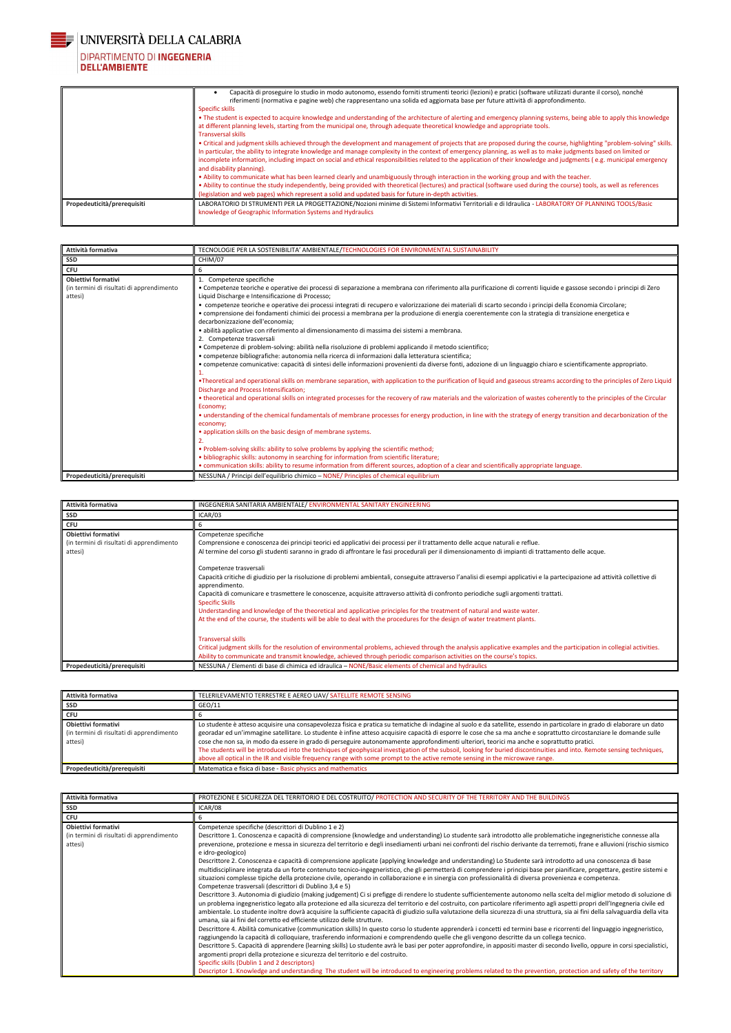UNIVERSITÀ DELLA CALABRIA

DIPARTIMENTO DI INGEGNERIA DELL'AMBIENTE

| | |
|---|---|
| | • Capacità di proseguire lo studio in modo autonomo, essendo forniti strumenti teorici (lezioni) e pratici (software utilizzati durante il corso), nonché riferimenti (normativa e pagine web) che rappresentano una solida ed aggiornata base per future attività di approfondimento.<br>Specific skills<br>• The student is expected to acquire knowledge and understanding of the architecture of alerting and emergency planning systems, being able to apply this knowledge at different planning levels, starting from the municipal one, through adequate theoretical knowledge and appropriate tools.<br>Transversal skills<br>• Critical and judgment skills achieved through the development and management of projects that are proposed during the course, highlighting "problem-solving" skills. In particular, the ability to integrate knowledge and manage complexity in the context of emergency planning, as well as to make judgments based on limited or incomplete information, including impact on social and ethical responsibilities related to the application of their knowledge and judgments ( e.g. municipal emergency and disability planning).<br>• Ability to communicate what has been learned clearly and unambiguously through interaction in the working group and with the teacher.<br>• Ability to continue the study independently, being provided with theoretical (lectures) and practical (software used during the course) tools, as well as references (legislation and web pages) which represent a solid and updated basis for future in-depth activities. |
| **Propedeuticità/prerequisiti** | LABORATORIO DI STRUMENTI PER LA PROGETTAZIONE/Nozioni minime di Sistemi Informativi Territoriali e di Idraulica - LABORATORY OF PLANNING TOOLS/Basic knowledge of Geographic Information Systems and Hydraulics |

| **Attività formativa** | TECNOLOGIE PER LA SOSTENIBILITA' AMBIENTALE/TECHNOLOGIES FOR ENVIRONMENTAL SUSTAINABILITY |
|---|---|
| **SSD** | CHIM/07 |
| **CFU** | 6 |
| **Obiettivi formativi**<br>(in termini di risultati di apprendimento attesi) | 1. Competenze specifiche<br>• Competenze teoriche e operative dei processi di separazione a membrana con riferimento alla purificazione di correnti liquide e gassose secondo i principi di Zero Liquid Discharge e Intensificazione di Processo;<br>• competenze teoriche e operative dei processi integrati di recupero e valorizzazione dei materiali di scarto secondo i principi della Economia Circolare;<br>• comprensione dei fondamenti chimici dei processi a membrana per la produzione di energia coerentemente con la strategia di transizione energetica e decarbonizzazione dell'economia;<br>• abilità applicative con riferimento al dimensionamento di massima dei sistemi a membrana.<br>2. Competenze trasversali<br>• Competenze di problem-solving: abilità nella risoluzione di problemi applicando il metodo scientifico;<br>• competenze bibliografiche: autonomia nella ricerca di informazioni dalla letteratura scientifica;<br>• competenze comunicative: capacità di sintesi delle informazioni provenienti da diverse fonti, adozione di un linguaggio chiaro e scientificamente appropriato.<br>1.<br>•Theoretical and operational skills on membrane separation, with application to the purification of liquid and gaseous streams according to the principles of Zero Liquid Discharge and Process Intensification;<br>• theoretical and operational skills on integrated processes for the recovery of raw materials and the valorization of wastes coherently to the principles of the Circular Economy;<br>• understanding of the chemical fundamentals of membrane processes for energy production, in line with the strategy of energy transition and decarbonization of the economy;<br>• application skills on the basic design of membrane systems.<br>2.<br>• Problem-solving skills: ability to solve problems by applying the scientific method;<br>• bibliographic skills: autonomy in searching for information from scientific literature;<br>• communication skills: ability to resume information from different sources, adoption of a clear and scientifically appropriate language. |
| **Propedeuticità/prerequisiti** | NESSUNA / Principi dell'equilibrio chimico – NONE/ Principles of chemical equilibrium |

| **Attività formativa** | INGEGNERIA SANITARIA AMBIENTALE/ ENVIRONMENTAL SANITARY ENGINEERING |
|---|---|
| **SSD** | ICAR/03 |
| **CFU** | 6 |
| **Obiettivi formativi**<br>(in termini di risultati di apprendimento attesi) | Competenze specifiche<br>Comprensione e conoscenza dei principi teorici ed applicativi dei processi per il trattamento delle acque naturali e reflue.<br>Al termine del corso gli studenti saranno in grado di affrontare le fasi procedurali per il dimensionamento di impianti di trattamento delle acque.<br><br>Competenze trasversali<br>Capacità critiche di giudizio per la risoluzione di problemi ambientali, conseguite attraverso l'analisi di esempi applicativi e la partecipazione ad attività collettive di apprendimento.<br>Capacità di comunicare e trasmettere le conoscenze, acquisite attraverso attività di confronto periodiche sugli argomenti trattati.<br>Specific Skills<br>Understanding and knowledge of the theoretical and applicative principles for the treatment of natural and waste water.<br>At the end of the course, the students will be able to deal with the procedures for the design of water treatment plants.<br><br>Transversal skills<br>Critical judgment skills for the resolution of environmental problems, achieved through the analysis applicative examples and the participation in collegial activities.<br>Ability to communicate and transmit knowledge, achieved through periodic comparison activities on the course's topics. |
| **Propedeuticità/prerequisiti** | NESSUNA / Elementi di base di chimica ed idraulica – NONE/Basic elements of chemical and hydraulics |

| **Attività formativa** | TELERILEVAMENTO TERRESTRE E AEREO UAV/ SATELLITE REMOTE SENSING |
|---|---|
| **SSD** | GEO/11 |
| **CFU** | 6 |
| **Obiettivi formativi**<br>(in termini di risultati di apprendimento attesi) | Lo studente è atteso acquisire una consapevolezza fisica e pratica su tematiche di indagine al suolo e da satellite, essendo in particolare in grado di elaborare un dato georadar ed un'immagine satellitare. Lo studente è infine atteso acquisire capacità di esporre le cose che sa ma anche e soprattutto circostanziare le domande sulle cose che non sa, in modo da essere in grado di perseguire autonomamente approfondimenti ulteriori, teorici ma anche e soprattutto pratici.<br>The students will be introduced into the techiques of geophysical investigation of the subsoil, looking for buried discontinuities and into. Remote sensing techniques, above all optical in the IR and visible frequency range with some prompt to the active remote sensing in the microwave range. |
| **Propedeuticità/prerequisiti** | Matematica e fisica di base - Basic physics and mathematics |

| **Attività formativa** | PROTEZIONE E SICUREZZA DEL TERRITORIO E DEL COSTRUITO/ PROTECTION AND SECURITY OF THE TERRITORY AND THE BUILDINGS |
|---|---|
| **SSD** | ICAR/08 |
| **CFU** | 6 |
| **Obiettivi formativi**<br>(in termini di risultati di apprendimento attesi) | Competenze specifiche (descrittori di Dublino 1 e 2)<br>Descrittore 1. Conoscenza e capacità di comprensione (knowledge and understanding) Lo studente sarà introdotto alle problematiche ingegneristiche connesse alla prevenzione, protezione e messa in sicurezza del territorio e degli insediamenti urbani nei confronti del rischio derivante da terremoti, frane e alluvioni (rischio sismico e idro-geologico)<br>Descrittore 2. Conoscenza e capacità di comprensione applicate (applying knowledge and understanding) Lo Studente sarà introdotto ad una conoscenza di base multidisciplinare integrata da un forte contenuto tecnico-ingegneristico, che gli permetterà di comprendere i principi base per pianificare, progettare, gestire sistemi e situazioni complesse tipiche della protezione civile, operando in collaborazione e in sinergia con professionalità di diversa provenienza e competenza.<br>Competenze trasversali (descrittori di Dublino 3,4 e 5)<br>Descrittore 3. Autonomia di giudizio (making judgement) Ci si prefigge di rendere lo studente sufficientemente autonomo nella scelta del miglior metodo di soluzione di un problema ingegneristico legato alla protezione ed alla sicurezza del territorio e del costruito, con particolare riferimento agli aspetti propri dell'Ingegneria civile ed ambientale. Lo studente inoltre dovrà acquisire la sufficiente capacità di giudizio sulla valutazione della sicurezza di una struttura, sia ai fini della salvaguardia della vita umana, sia ai fini del corretto ed efficiente utilizzo delle strutture.<br>Descrittore 4. Abilità comunicative (communication skills) In questo corso lo studente apprenderà i concetti ed termini base e ricorrenti del linguaggio ingegneristico, raggiungendo la capacità di colloquiare, trasferendo informazioni e comprendendo quelle che gli vengono descritte da un collega tecnico.<br>Descrittore 5. Capacità di apprendere (learning skills) Lo studente avrà le basi per poter approfondire, in appositi master di secondo livello, oppure in corsi specialistici, argomenti propri della protezione e sicurezza del territorio e del costruito.<br>Specific skills (Dublin 1 and 2 descriptors)<br>Descriptor 1. Knowledge and understanding The student will be introduced to engineering problems related to the prevention, protection and safety of the territory |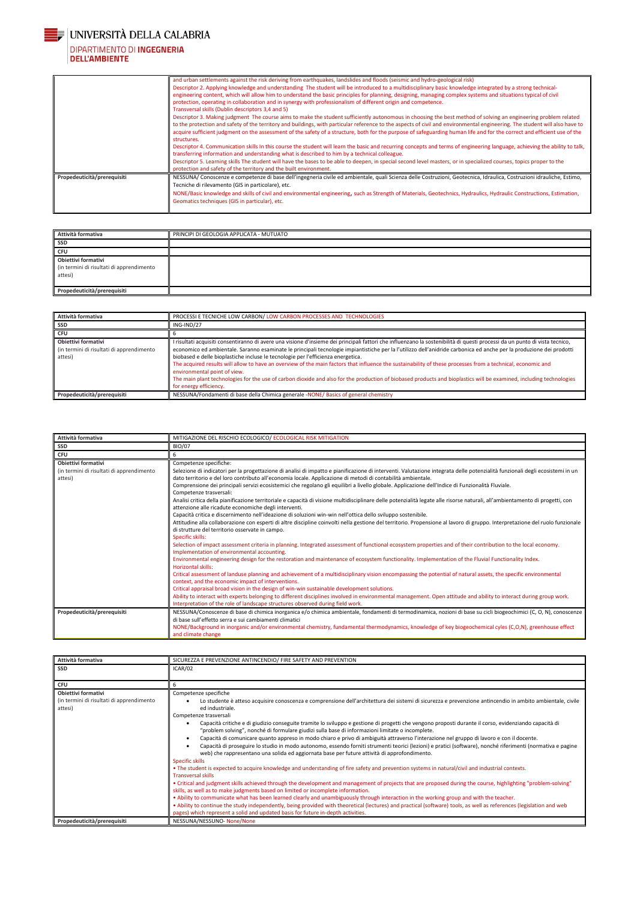| | |
|---|---|
| | and urban settlements against the risk deriving from earthquakes, landslides and floods (seismic and hydro-geological risk)<br>Descriptor 2. Applying knowledge and understanding The student will be introduced to a multidisciplinary basic knowledge integrated by a strong technical-engineering content, which will allow him to understand the basic principles for planning, designing, managing complex systems and situations typical of civil protection, operating in collaboration and in synergy with professionalism of different origin and competence.<br>Transversal skills (Dublin descriptors 3,4 and 5)<br>Descriptor 3. Making judgment The course aims to make the student sufficiently autonomous in choosing the best method of solving an engineering problem related to the protection and safety of the territory and buildings, with particular reference to the aspects of civil and environmental engineering. The student will also have to acquire sufficient judgment on the assessment of the safety of a structure, both for the purpose of safeguarding human life and for the correct and efficient use of the structures.<br>Descriptor 4. Communication skills In this course the student will learn the basic and recurring concepts and terms of engineering language, achieving the ability to talk, transferring information and understanding what is described to him by a technical colleague.<br>Descriptor 5. Learning skills The student will have the bases to be able to deepen, in special second level masters, or in specialized courses, topics proper to the protection and safety of the territory and the built environment. |
| **Propedeuticità/prerequisiti** | NESSUNA/ Conoscenze e competenze di base dell'ingegneria civile ed ambientale, quali Scienza delle Costruzioni, Geotecnica, Idraulica, Costruzioni idrauliche, Estimo, Tecniche di rilevamento (GIS in particolare), etc.<br>NONE/Basic knowledge and skills of civil and environmental engineering, such as Strength of Materials, Geotechnics, Hydraulics, Hydraulic Constructions, Estimation, Geomatics techniques (GIS in particular), etc. |

| | |
|---|---|
| **Attività formativa** | PRINCIPI DI GEOLOGIA APPLICATA - MUTUATO |
| **SSD** | |
| **CFU** | |
| **Obiettivi formativi** (in termini di risultati di apprendimento attesi) | |
| **Propedeuticità/prerequisiti** | |

| | |
|---|---|
| **Attività formativa** | PROCESSI E TECNICHE LOW CARBON/ LOW CARBON PROCESSES AND TECHNOLOGIES |
| **SSD** | ING-IND/27 |
| **CFU** | 6 |
| **Obiettivi formativi** (in termini di risultati di apprendimento attesi) | I risultati acquisiti consentiranno di avere una visione d'insieme dei principali fattori che influenzano la sostenibilità di questi processi da un punto di vista tecnico, economico ed ambientale. Saranno esaminate le principali tecnologie impiantistiche per l'utilizzo dell'anidride carbonica ed anche per la produzione dei prodotti biobased e delle bioplastiche incluse le tecnologie per l'efficienza energetica.<br>The acquired results will allow to have an overview of the main factors that influence the sustainability of these processes from a technical, economic and environmental point of view.<br>The main plant technologies for the use of carbon dioxide and also for the production of biobased products and bioplastics will be examined, including technologies for energy efficiency. |
| **Propedeuticità/prerequisiti** | NESSUNA/Fondamenti di base della Chimica generale -NONE/ Basics of general chemistry |

| | |
|---|---|
| **Attività formativa** | MITIGAZIONE DEL RISCHIO ECOLOGICO/ ECOLOGICAL RISK MITIGATION |
| **SSD** | BIO/07 |
| **CFU** | 6 |
| **Obiettivi formativi** (in termini di risultati di apprendimento attesi) | Competenze specifiche:<br>Selezione di indicatori per la progettazione di analisi di impatto e pianificazione di interventi. Valutazione integrata delle potenzialità funzionali degli ecosistemi in un dato territorio e del loro contributo all'economia locale. Applicazione di metodi di contabilità ambientale.<br>Comprensione dei principali servizi ecosistemici che regolano gli equilibri a livello globale. Applicazione dell'Indice di Funzionalità Fluviale.<br>Competenze trasversali:<br>Analisi critica della pianificazione territoriale e capacità di visione multidisciplinare delle potenzialità legate alle risorse naturali, all'ambientamento di progetti, con attenzione alle ricadute economiche degli interventi.<br>Capacità critica e discernimento nell'ideazione di soluzioni win-win nell'ottica dello sviluppo sostenibile.<br>Attitudine alla collaborazione con esperti di altre discipline coinvolti nella gestione del territorio. Propensione al lavoro di gruppo. Interpretazione del ruolo funzionale di strutture del territorio osservate in campo.<br>Specific skills:<br>Selection of impact assessment criteria in planning. Integrated assessment of functional ecosystem properties and of their contribution to the local economy. Implementation of environmental accounting.<br>Environmental engineering design for the restoration and maintenance of ecosystem functionality. Implementation of the Fluvial Functionality Index.<br>Horizontal skills:<br>Critical assessment of landuse planning and achievement of a multidisciplinary vision encompassing the potential of natural assets, the specific environmental context, and the economic impact of interventions.<br>Critical appraisal broad vision in the design of win-win sustainable development solutions.<br>Ability to interact with experts belonging to different disciplines involved in environmental management. Open attitude and ability to interact during group work. Interpretation of the role of landscape structures observed during field work. |
| **Propedeuticità/prerequisiti** | NESSUNA/Conoscenze di base di chimica inorganica e/o chimica ambientale, fondamenti di termodinamica, nozioni di base su cicli biogeochimici (C, O, N), conoscenze di base sull'effetto serra e sui cambiamenti climatici<br>NONE/Background in inorganic and/or environmental chemistry, fundamental thermodynamics, knowledge of key biogeochemical cyles (C,O,N), greenhouse effect and climate change |

| | |
|---|---|
| **Attività formativa** | SICUREZZA E PREVENZIONE ANTINCENDIO/ FIRE SAFETY AND PREVENTION |
| **SSD** | ICAR/02 |
| **CFU** | 6 |
| **Obiettivi formativi** (in termini di risultati di apprendimento attesi) | Competenze specifiche<br>• Lo studente è atteso acquisire conoscenza e comprensione dell'architettura dei sistemi di sicurezza e prevenzione antincendio in ambito ambientale, civile ed industriale.<br>Competenze trasversali<br>• Capacità critiche e di giudizio conseguite tramite lo sviluppo e gestione di progetti che vengono proposti durante il corso, evidenziando capacità di "problem solving", nonché di formulare giudizi sulla base di informazioni limitate o incomplete.<br>• Capacità di comunicare quanto appreso in modo chiaro e privo di ambiguità attraverso l'interazione nel gruppo di lavoro e con il docente.<br>• Capacità di proseguire lo studio in modo autonomo, essendo forniti strumenti teorici (lezioni) e pratici (software), nonché riferimenti (normativa e pagine web) che rappresentano una solida ed aggiornata base per future attività di approfondimento.<br>Specific skills<br>• The student is expected to acquire knowledge and understanding of fire safety and prevention systems in natural/civil and industrial contexts.<br>Transversal skills<br>• Critical and judgment skills achieved through the development and management of projects that are proposed during the course, highlighting "problem-solving" skills, as well as to make judgments based on limited or incomplete information.<br>• Ability to communicate what has been learned clearly and unambiguously through interaction in the working group and with the teacher.<br>• Ability to continue the study independently, being provided with theoretical (lectures) and practical (software) tools, as well as references (legislation and web pages) which represent a solid and updated basis for future in-depth activities. |
| **Propedeuticità/prerequisiti** | NESSUNA/NESSUNO- None/None |